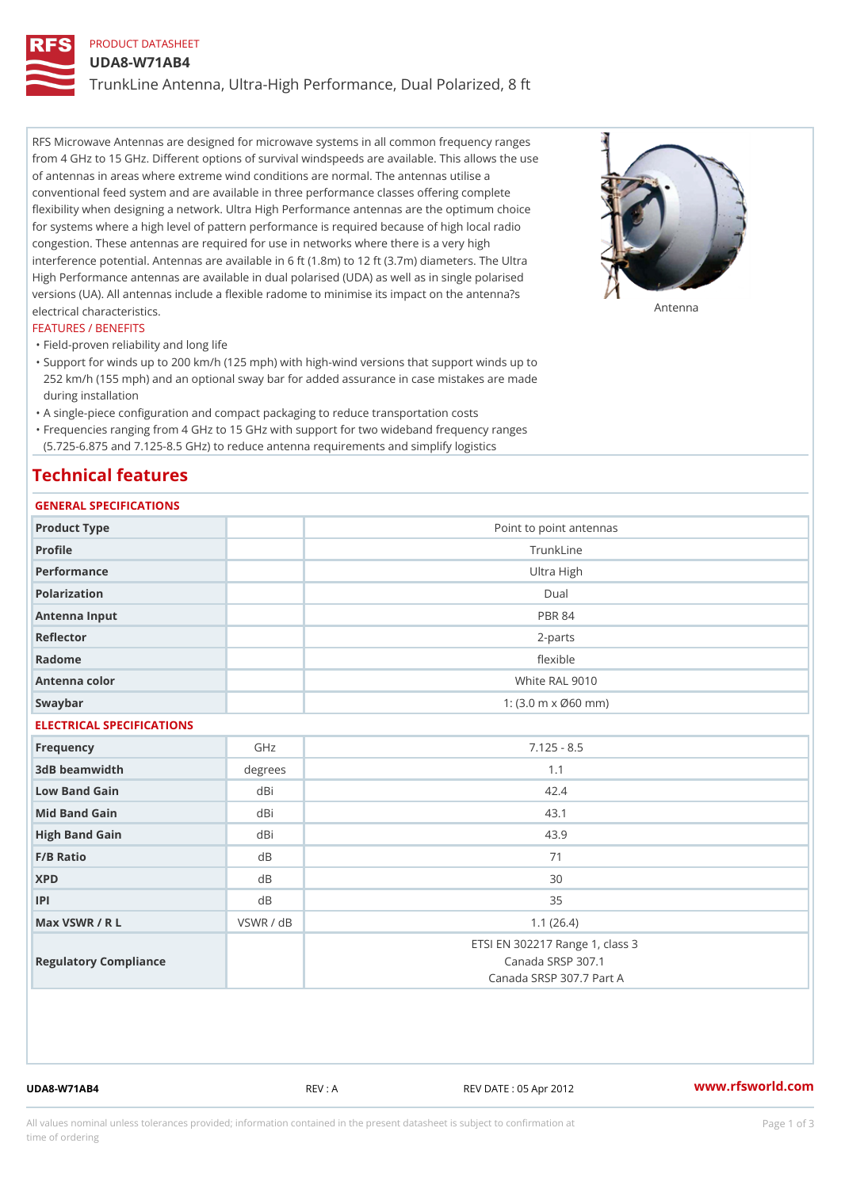PRODUCT DATASHEET

# UDA8-W71AB4

## TrunkLine Antenna, Ultra-High Performance, Dual Polarized, 8 ft

RFS Microwave Antennas are designed for microwave systems in all common frequency ranges from 4 GHz to 15 GHz. Different options of survival windspeeds are available. This allows the use of antennas in areas where extreme wind conditions are normal. The antennas utilise a conventional feed system and are available in three performance classes offering complete flexibility when designing a network. Ultra High Performance antennas are the optimum choice for systems where a high level of pattern performance is required because of high local radio congestion. These antennas are required for use in networks where there is a very high interference potential. Antennas are available in 6 ft (1.8m) to 12 ft (3.7m) diameters. The Ultra High Performance antennas are available in dual polarised (UDA) as well as in single polarised versions (UA). All antennas include a flexible radome to minimise its impact on the antenna?s electrical characteristics.

Antenna

FEATURES / BENEFITS

- Field-proven reliability and long life
- Support for winds up to 200 km/h (125 mph) with high-wind versions that support winds up to 252 km/h (155 mph) and an optional sway bar for added assurance in case mistakes are made during installation
- A single-piece configuration and compact packaging to reduce transportation costs
- Frequencies ranging from 4 GHz to 15 GHz with support for two wideband frequency ranges (5.725-6.875 and 7.125-8.5 GHz) to reduce antenna requirements and simplify logistics

# Technical features

### GENERAL SPECIFICATIONS

| | | |
|---|---|---|
| Product Type | | Point to point antennas |
| Profile | | TrunkLine |
| Performance | | Ultra High |
| Polarization | | Dual |
| Antenna Input | | PBR 84 |
| Reflector | | 2-parts |
| Radome | | flexible |
| Antenna color | | White RAL 9010 |
| Swaybar | | 1: (3.0 m x Ø60 mm) |

### ELECTRICAL SPECIFICATIONS

| | | |
|---|---|---|
| Frequency | GHz | 7.125 - 8.5 |
| 3dB beamwidth | degrees | 1.1 |
| Low Band Gain | dBi | 42.4 |
| Mid Band Gain | dBi | 43.1 |
| High Band Gain | dBi | 43.9 |
| F/B Ratio | dB | 71 |
| XPD | dB | 30 |
| IPI | dB | 35 |
| Max VSWR / R L | VSWR / dB | 1.1 (26.4) |
| Regulatory Compliance | | ETSI EN 302217 Range 1, class 3<br>Canada SRSP 307.1<br>Canada SRSP 307.7 Part A |

UDA8-W71AB4 REV : A REV DATE : 05 Apr 2012 www.rfsworld.com

All values nominal unless tolerances provided; information contained in the present datasheet is subject to confirmation at time of ordering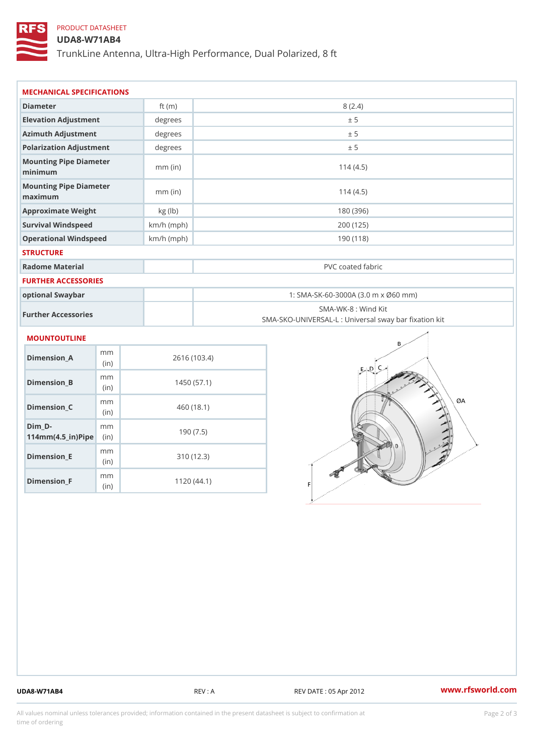PRODUCT DATASHEET

# UDA8-W71AB4

TrunkLine Antenna, Ultra-High Performance, Dual Polarized, 8 ft

## MECHANICAL SPECIFICATIONS

| | | |
|---|---|---|
| Diameter | ft (m) | 8 (2.4) |
| Elevation Adjustment | degrees | ± 5 |
| Azimuth Adjustment | degrees | ± 5 |
| Polarization Adjustment | degrees | ± 5 |
| Mounting Pipe Diameter minimum | mm (in) | 114 (4.5) |
| Mounting Pipe Diameter maximum | mm (in) | 114 (4.5) |
| Approximate Weight | kg (lb) | 180 (396) |
| Survival Windspeed | km/h (mph) | 200 (125) |
| Operational Windspeed | km/h (mph) | 190 (118) |

## STRUCTURE

| | | |
|---|---|---|
| Radome Material | | PVC coated fabric |

## FURTHER ACCESSORIES

| | | |
|---|---|---|
| optional Swaybar | | 1: SMA-SK-60-3000A (3.0 m x Ø60 mm) |
| Further Accessories | | SMA-WK-8 : Wind Kit<br>SMA-SKO-UNIVERSAL-L : Universal sway bar fixation kit |

## MOUNTOUTLINE

| | | |
|---|---|---|
| Dimension_A | mm (in) | 2616 (103.4) |
| Dimension_B | mm (in) | 1450 (57.1) |
| Dimension_C | mm (in) | 460 (18.1) |
| Dim_D-114mm(4.5_in)Pipe | mm (in) | 190 (7.5) |
| Dimension_E | mm (in) | 310 (12.3) |
| Dimension_F | mm (in) | 1120 (44.1) |

UDA8-W71AB4 REV : A REV DATE : 05 Apr 2012 www.rfsworld.com

All values nominal unless tolerances provided; information contained in the present datasheet is subject to confirmation at time of ordering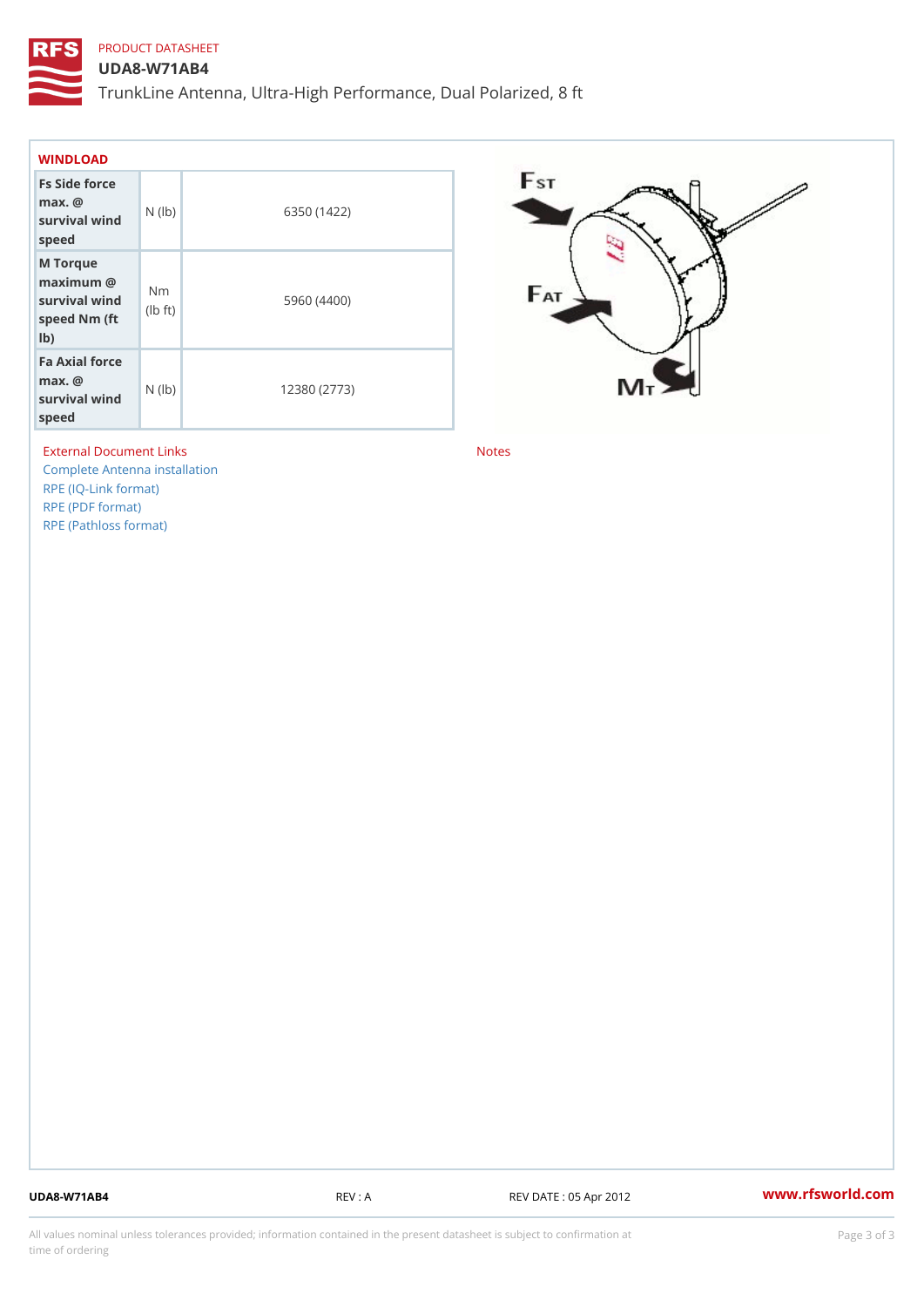PRODUCT DATASHEET

# UDA8-W71AB4

TrunkLine Antenna, Ultra-High Performance, Dual Polarized, 8 ft

## WINDLOAD

| | | |
|---|---|---|
| Fs Side force max. @ survival wind speed | N (lb) | 6350 (1422) |
| M Torque maximum @ survival wind speed Nm (ft lb) | Nm (lb ft) | 5960 (4400) |
| Fa Axial force max. @ survival wind speed | N (lb) | 12380 (2773) |

FST

FAT

MT

External Document Links

Complete Antenna installation

RPE (IQ-Link format)

RPE (PDF format)

RPE (Pathloss format)

Notes

UDA8-W71AB4 REV : A REV DATE : 05 Apr 2012 www.rfsworld.com

All values nominal unless tolerances provided; information contained in the present datasheet is subject to confirmation at time of ordering